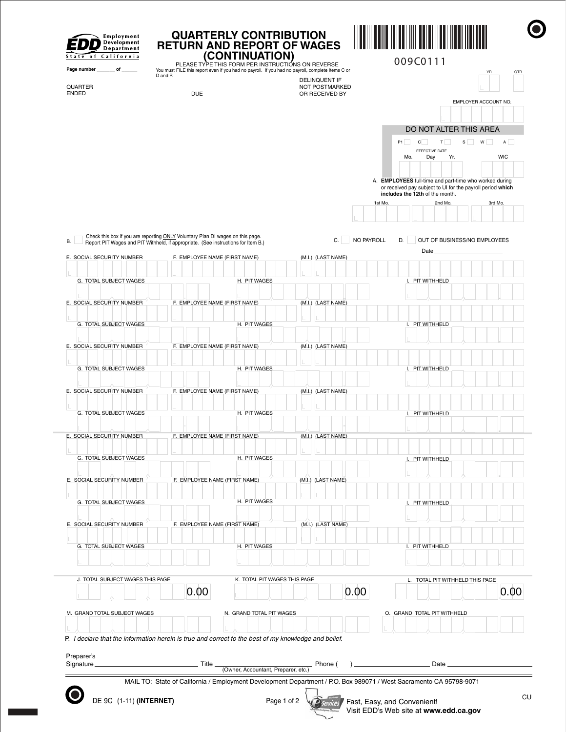Employment Development Department
State of California

# QUARTERLY CONTRIBUTION RETURN AND REPORT OF WAGES (CONTINUATION)

PLEASE TYPE THIS FORM PER INSTRUCTIONS ON REVERSE

You must FILE this report even if you had no payroll. If you had no payroll, complete Items C or D and P.

009C0111

Page number _______ of ______

QUARTER ENDED

DUE

DELINQUENT IF NOT POSTMARKED OR RECEIVED BY

YR | QTR

EMPLOYER ACCOUNT NO.

**DO NOT ALTER THIS AREA**

P1 | C | T | S | W | A

EFFECTIVE DATE

Mo. | Day | Yr. | WIC

A. **EMPLOYEES** full-time and part-time who worked during or received pay subject to UI for the payroll period **which includes the 12th** of the month.

1st Mo. | 2nd Mo. | 3rd Mo.

B. ☐ Check this box if you are reporting ONLY Voluntary Plan DI wages on this page. Report PIT Wages and PIT Withheld, if appropriate. (See instructions for Item B.)

C. ☐ NO PAYROLL

D. ☐ OUT OF BUSINESS/NO EMPLOYEES

Date________________

| E. SOCIAL SECURITY NUMBER | F. EMPLOYEE NAME (FIRST NAME) | (M.I.) | (LAST NAME) |
|---|---|---|---|
| | | | |

| G. TOTAL SUBJECT WAGES | H. PIT WAGES | I. PIT WITHHELD |
|---|---|---|
| | | |

| E. SOCIAL SECURITY NUMBER | F. EMPLOYEE NAME (FIRST NAME) | (M.I.) | (LAST NAME) |
|---|---|---|---|
| | | | |

| G. TOTAL SUBJECT WAGES | H. PIT WAGES | I. PIT WITHHELD |
|---|---|---|
| | | |

| E. SOCIAL SECURITY NUMBER | F. EMPLOYEE NAME (FIRST NAME) | (M.I.) | (LAST NAME) |
|---|---|---|---|
| | | | |

| G. TOTAL SUBJECT WAGES | H. PIT WAGES | I. PIT WITHHELD |
|---|---|---|
| | | |

| E. SOCIAL SECURITY NUMBER | F. EMPLOYEE NAME (FIRST NAME) | (M.I.) | (LAST NAME) |
|---|---|---|---|
| | | | |

| G. TOTAL SUBJECT WAGES | H. PIT WAGES | I. PIT WITHHELD |
|---|---|---|
| | | |

| E. SOCIAL SECURITY NUMBER | F. EMPLOYEE NAME (FIRST NAME) | (M.I.) | (LAST NAME) |
|---|---|---|---|
| | | | |

| G. TOTAL SUBJECT WAGES | H. PIT WAGES | I. PIT WITHHELD |
|---|---|---|
| | | |

| E. SOCIAL SECURITY NUMBER | F. EMPLOYEE NAME (FIRST NAME) | (M.I.) | (LAST NAME) |
|---|---|---|---|
| | | | |

| G. TOTAL SUBJECT WAGES | H. PIT WAGES | I. PIT WITHHELD |
|---|---|---|
| | | |

| E. SOCIAL SECURITY NUMBER | F. EMPLOYEE NAME (FIRST NAME) | (M.I.) | (LAST NAME) |
|---|---|---|---|
| | | | |

| G. TOTAL SUBJECT WAGES | H. PIT WAGES | I. PIT WITHHELD |
|---|---|---|
| | | |

| J. TOTAL SUBJECT WAGES THIS PAGE | K. TOTAL PIT WAGES THIS PAGE | L. TOTAL PIT WITHHELD THIS PAGE |
|---|---|---|
| 0.00 | 0.00 | 0.00 |

| M. GRAND TOTAL SUBJECT WAGES | N. GRAND TOTAL PIT WAGES | O. GRAND TOTAL PIT WITHHELD |
|---|---|---|
| | | |

P. *I declare that the information herein is true and correct to the best of my knowledge and belief.*

Preparer's Signature________________ Title ________________ (Owner, Accountant, Preparer, etc.) Phone ( ) ________________ Date ________________

MAIL TO: State of California / Employment Development Department / P.O. Box 989071 / West Sacramento CA 95798-9071

DE 9C (1-11) **(INTERNET)**

Fast, Easy, and Convenient! Visit EDD's Web site at **www.edd.ca.gov**

CU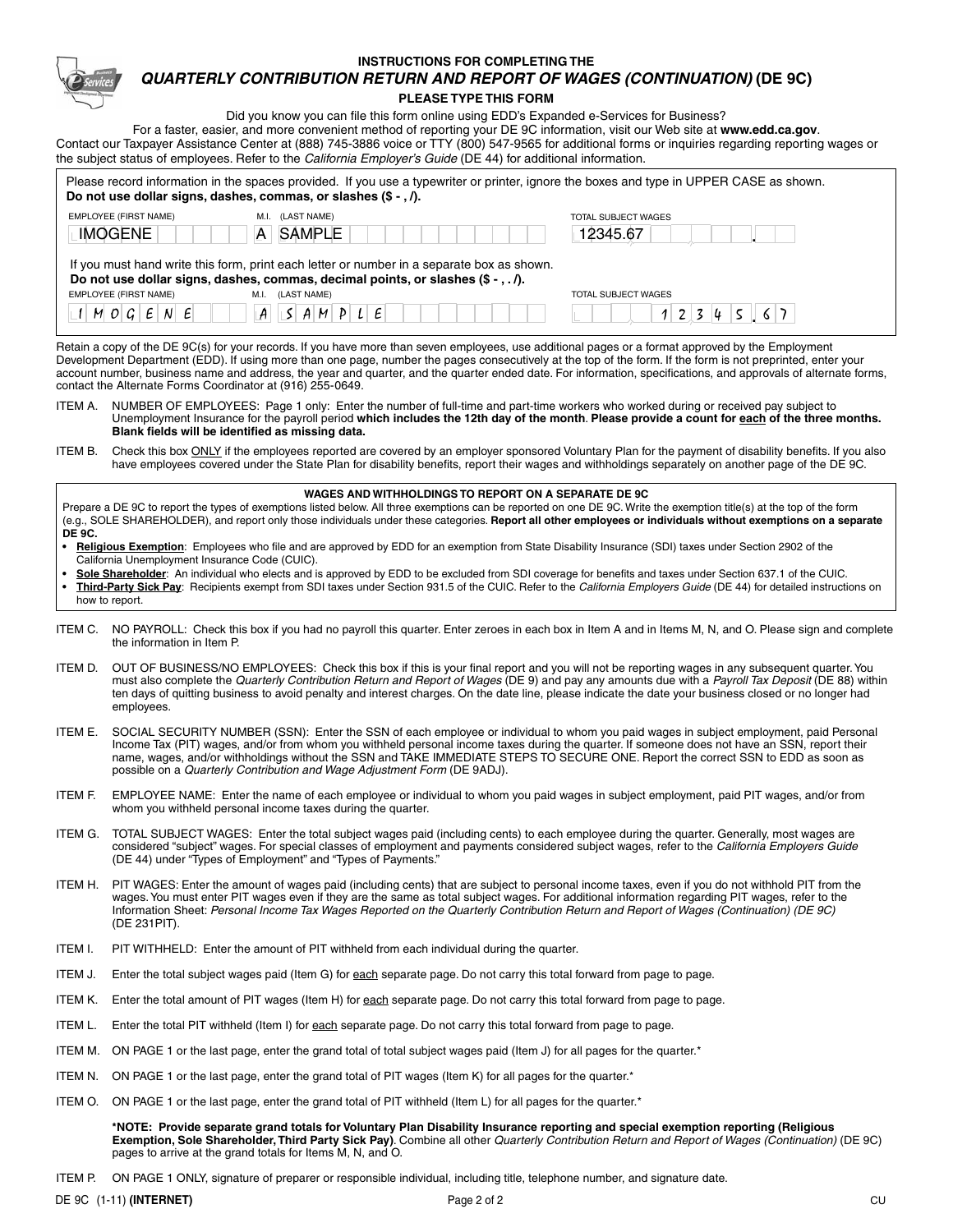### INSTRUCTIONS FOR COMPLETING THE

## *QUARTERLY CONTRIBUTION RETURN AND REPORT OF WAGES (CONTINUATION)* (DE 9C)

**PLEASE TYPE THIS FORM**

Did you know you can file this form online using EDD's Expanded e-Services for Business?
For a faster, easier, and more convenient method of reporting your DE 9C information, visit our Web site at **www.edd.ca.gov**.
Contact our Taxpayer Assistance Center at (888) 745-3886 voice or TTY (800) 547-9565 for additional forms or inquiries regarding reporting wages or the subject status of employees. Refer to the *California Employer's Guide* (DE 44) for additional information.

Please record information in the spaces provided. If you use a typewriter or printer, ignore the boxes and type in UPPER CASE as shown.
**Do not use dollar signs, dashes, commas, or slashes ($ - , /).**

| EMPLOYEE (FIRST NAME) | M.I. | (LAST NAME) | TOTAL SUBJECT WAGES |
|---|---|---|---|
| IMOGENE | A | SAMPLE | 12345.67 |

If you must hand write this form, print each letter or number in a separate box as shown.
**Do not use dollar signs, dashes, commas, decimal points, or slashes ($ - , . /).**

| EMPLOYEE (FIRST NAME) | M.I. | (LAST NAME) | TOTAL SUBJECT WAGES |
|---|---|---|---|
| I M O G E N E | A | S A M P L E | 1 2 3 4 5 . 6 7 |

Retain a copy of the DE 9C(s) for your records. If you have more than seven employees, use additional pages or a format approved by the Employment Development Department (EDD). If using more than one page, number the pages consecutively at the top of the form. If the form is not preprinted, enter your account number, business name and address, the year and quarter, and the quarter ended date. For information, specifications, and approvals of alternate forms, contact the Alternate Forms Coordinator at (916) 255-0649.

ITEM A. NUMBER OF EMPLOYEES: Page 1 only: Enter the number of full-time and part-time workers who worked during or received pay subject to Unemployment Insurance for the payroll period **which includes the 12th day of the month**. **Please provide a count for each of the three months. Blank fields will be identified as missing data.**

ITEM B. Check this box ONLY if the employees reported are covered by an employer sponsored Voluntary Plan for the payment of disability benefits. If you also have employees covered under the State Plan for disability benefits, report their wages and withholdings separately on another page of the DE 9C.

**WAGES AND WITHHOLDINGS TO REPORT ON A SEPARATE DE 9C**

Prepare a DE 9C to report the types of exemptions listed below. All three exemptions can be reported on one DE 9C. Write the exemption title(s) at the top of the form (e.g., SOLE SHAREHOLDER), and report only those individuals under these categories. **Report all other employees or individuals without exemptions on a separate DE 9C.**

- **Religious Exemption**: Employees who file and are approved by EDD for an exemption from State Disability Insurance (SDI) taxes under Section 2902 of the California Unemployment Insurance Code (CUIC).
- **Sole Shareholder**: An individual who elects and is approved by EDD to be excluded from SDI coverage for benefits and taxes under Section 637.1 of the CUIC.
- **Third-Party Sick Pay**: Recipients exempt from SDI taxes under Section 931.5 of the CUIC. Refer to the *California Employers Guide* (DE 44) for detailed instructions on how to report.

ITEM C. NO PAYROLL: Check this box if you had no payroll this quarter. Enter zeroes in each box in Item A and in Items M, N, and O. Please sign and complete the information in Item P.

ITEM D. OUT OF BUSINESS/NO EMPLOYEES: Check this box if this is your final report and you will not be reporting wages in any subsequent quarter. You must also complete the *Quarterly Contribution Return and Report of Wages* (DE 9) and pay any amounts due with a *Payroll Tax Deposit* (DE 88) within ten days of quitting business to avoid penalty and interest charges. On the date line, please indicate the date your business closed or no longer had employees.

ITEM E. SOCIAL SECURITY NUMBER (SSN): Enter the SSN of each employee or individual to whom you paid wages in subject employment, paid Personal Income Tax (PIT) wages, and/or from whom you withheld personal income taxes during the quarter. If someone does not have an SSN, report their name, wages, and/or withholdings without the SSN and TAKE IMMEDIATE STEPS TO SECURE ONE. Report the correct SSN to EDD as soon as possible on a *Quarterly Contribution and Wage Adjustment Form* (DE 9ADJ).

ITEM F. EMPLOYEE NAME: Enter the name of each employee or individual to whom you paid wages in subject employment, paid PIT wages, and/or from whom you withheld personal income taxes during the quarter.

ITEM G. TOTAL SUBJECT WAGES: Enter the total subject wages paid (including cents) to each employee during the quarter. Generally, most wages are considered "subject" wages. For special classes of employment and payments considered subject wages, refer to the *California Employers Guide* (DE 44) under "Types of Employment" and "Types of Payments."

ITEM H. PIT WAGES: Enter the amount of wages paid (including cents) that are subject to personal income taxes, even if you do not withhold PIT from the wages. You must enter PIT wages even if they are the same as total subject wages. For additional information regarding PIT wages, refer to the Information Sheet: *Personal Income Tax Wages Reported on the Quarterly Contribution Return and Report of Wages (Continuation) (DE 9C)* (DE 231PIT).

ITEM I. PIT WITHHELD: Enter the amount of PIT withheld from each individual during the quarter.

ITEM J. Enter the total subject wages paid (Item G) for each separate page. Do not carry this total forward from page to page.

ITEM K. Enter the total amount of PIT wages (Item H) for each separate page. Do not carry this total forward from page to page.

ITEM L. Enter the total PIT withheld (Item I) for each separate page. Do not carry this total forward from page to page.

ITEM M. ON PAGE 1 or the last page, enter the grand total of total subject wages paid (Item J) for all pages for the quarter.*

ITEM N. ON PAGE 1 or the last page, enter the grand total of PIT wages (Item K) for all pages for the quarter.*

ITEM O. ON PAGE 1 or the last page, enter the grand total of PIT withheld (Item L) for all pages for the quarter.*

**\*NOTE: Provide separate grand totals for Voluntary Plan Disability Insurance reporting and special exemption reporting (Religious Exemption, Sole Shareholder, Third Party Sick Pay)**. Combine all other *Quarterly Contribution Return and Report of Wages (Continuation)* (DE 9C) pages to arrive at the grand totals for Items M, N, and O.

ITEM P. ON PAGE 1 ONLY, signature of preparer or responsible individual, including title, telephone number, and signature date.

DE 9C (1-11) **(INTERNET)** CU